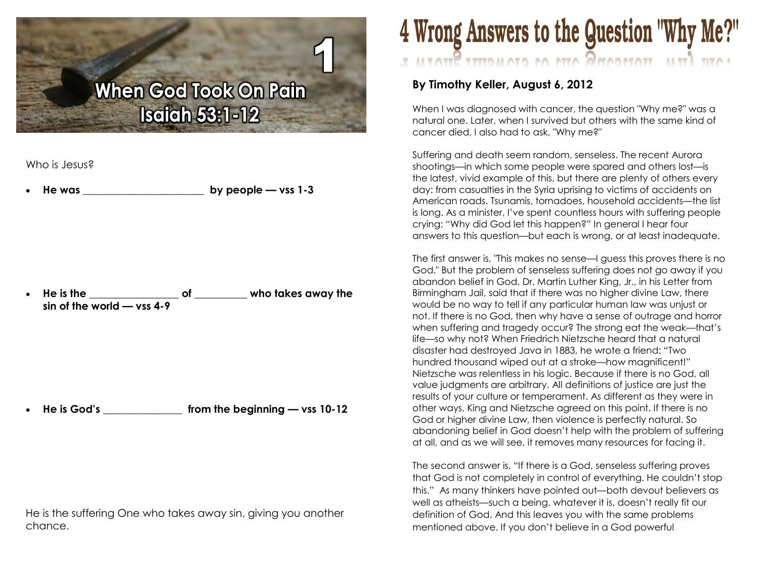# 1 When God Took On Pain
## Isaiah 53:1-12

Who is Jesus?

- **He was \_\_\_\_\_\_\_\_\_\_\_\_\_\_\_\_\_\_\_\_\_\_\_\_ by people — vss 1-3**

- **He is the \_\_\_\_\_\_\_\_\_\_\_\_\_\_\_\_\_\_ of \_\_\_\_\_\_\_\_\_\_ who takes away the sin of the world — vss 4-9**

- **He is God's \_\_\_\_\_\_\_\_\_\_\_\_\_\_\_\_ from the beginning — vss 10-12**

He is the suffering One who takes away sin, giving you another chance.

# 4 Wrong Answers to the Question "Why Me?"

**By Timothy Keller, August 6, 2012**

When I was diagnosed with cancer, the question "Why me?" was a natural one. Later, when I survived but others with the same kind of cancer died, I also had to ask, "Why me?"

Suffering and death seem random, senseless. The recent Aurora shootings—in which some people were spared and others lost—is the latest, vivid example of this, but there are plenty of others every day: from casualties in the Syria uprising to victims of accidents on American roads. Tsunamis, tornadoes, household accidents—the list is long. As a minister, I've spent countless hours with suffering people crying: "Why did God let this happen?" In general I hear four answers to this question—but each is wrong, or at least inadequate.

The first answer is, "This makes no sense—I guess this proves there is no God." But the problem of senseless suffering does not go away if you abandon belief in God. Dr. Martin Luther King, Jr., in his Letter from Birmingham Jail, said that if there was no higher divine Law, there would be no way to tell if any particular human law was unjust or not. If there is no God, then why have a sense of outrage and horror when suffering and tragedy occur? The strong eat the weak—that's life—so why not? When Friedrich Nietzsche heard that a natural disaster had destroyed Java in 1883, he wrote a friend: "Two hundred thousand wiped out at a stroke—how magnificent!" Nietzsche was relentless in his logic. Because if there is no God, all value judgments are arbitrary. All definitions of justice are just the results of your culture or temperament. As different as they were in other ways, King and Nietzsche agreed on this point. If there is no God or higher divine Law, then violence is perfectly natural. So abandoning belief in God doesn't help with the problem of suffering at all, and as we will see, it removes many resources for facing it.

The second answer is, "If there is a God, senseless suffering proves that God is not completely in control of everything. He couldn't stop this." As many thinkers have pointed out—both devout believers as well as atheists—such a being, whatever it is, doesn't really fit our definition of God. And this leaves you with the same problems mentioned above. If you don't believe in a God powerful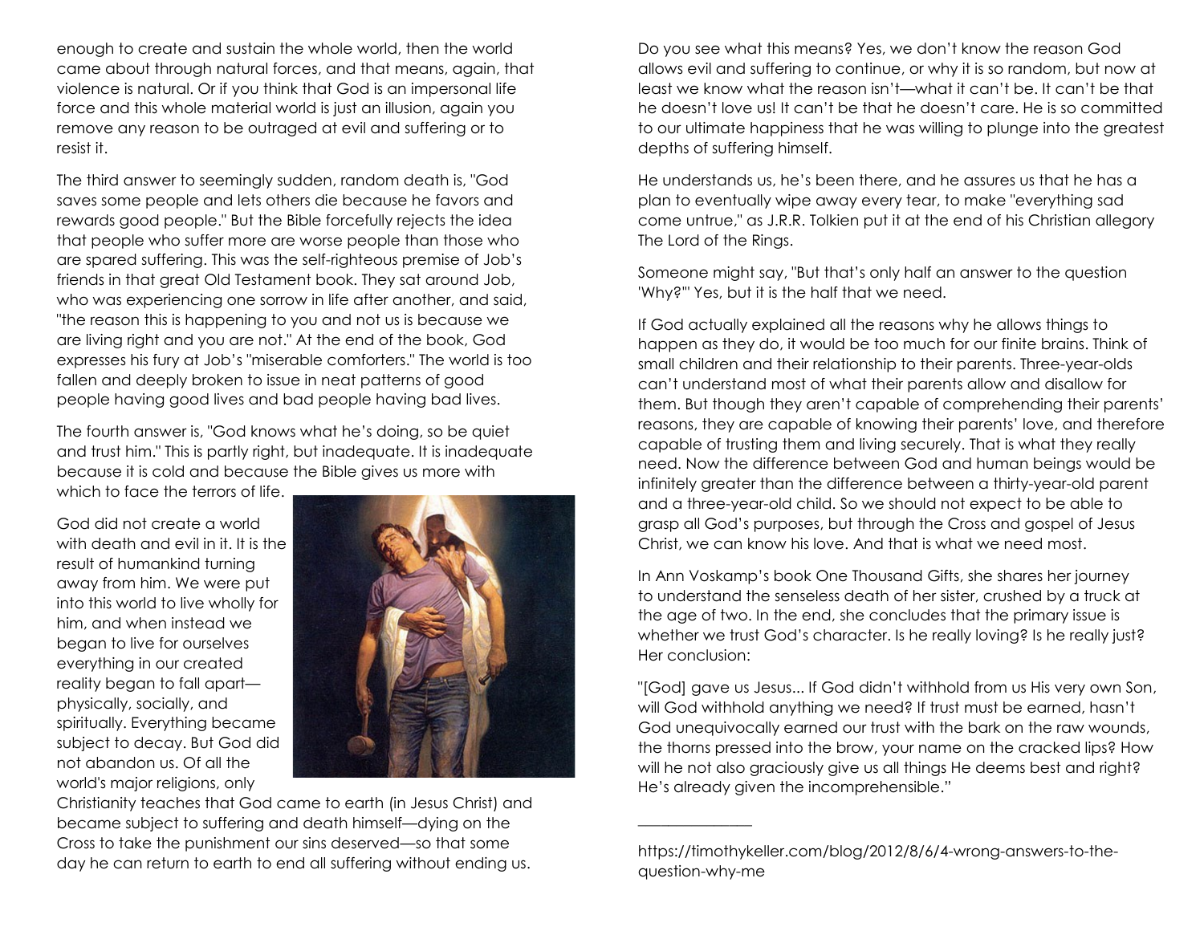enough to create and sustain the whole world, then the world came about through natural forces, and that means, again, that violence is natural. Or if you think that God is an impersonal life force and this whole material world is just an illusion, again you remove any reason to be outraged at evil and suffering or to resist it.

The third answer to seemingly sudden, random death is, "God saves some people and lets others die because he favors and rewards good people." But the Bible forcefully rejects the idea that people who suffer more are worse people than those who are spared suffering. This was the self-righteous premise of Job's friends in that great Old Testament book. They sat around Job, who was experiencing one sorrow in life after another, and said, "the reason this is happening to you and not us is because we are living right and you are not." At the end of the book, God expresses his fury at Job's "miserable comforters." The world is too fallen and deeply broken to issue in neat patterns of good people having good lives and bad people having bad lives.

The fourth answer is, "God knows what he's doing, so be quiet and trust him." This is partly right, but inadequate. It is inadequate because it is cold and because the Bible gives us more with which to face the terrors of life.

God did not create a world with death and evil in it. It is the result of humankind turning away from him. We were put into this world to live wholly for him, and when instead we began to live for ourselves everything in our created reality began to fall apart—physically, socially, and spiritually. Everything became subject to decay. But God did not abandon us. Of all the world's major religions, only Christianity teaches that God came to earth (in Jesus Christ) and became subject to suffering and death himself—dying on the Cross to take the punishment our sins deserved—so that some day he can return to earth to end all suffering without ending us.

Do you see what this means? Yes, we don't know the reason God allows evil and suffering to continue, or why it is so random, but now at least we know what the reason isn't—what it can't be. It can't be that he doesn't love us! It can't be that he doesn't care. He is so committed to our ultimate happiness that he was willing to plunge into the greatest depths of suffering himself.

He understands us, he's been there, and he assures us that he has a plan to eventually wipe away every tear, to make "everything sad come untrue," as J.R.R. Tolkien put it at the end of his Christian allegory The Lord of the Rings.

Someone might say, "But that's only half an answer to the question 'Why?'" Yes, but it is the half that we need.

If God actually explained all the reasons why he allows things to happen as they do, it would be too much for our finite brains. Think of small children and their relationship to their parents. Three-year-olds can't understand most of what their parents allow and disallow for them. But though they aren't capable of comprehending their parents' reasons, they are capable of knowing their parents' love, and therefore capable of trusting them and living securely. That is what they really need. Now the difference between God and human beings would be infinitely greater than the difference between a thirty-year-old parent and a three-year-old child. So we should not expect to be able to grasp all God's purposes, but through the Cross and gospel of Jesus Christ, we can know his love. And that is what we need most.

In Ann Voskamp's book One Thousand Gifts, she shares her journey to understand the senseless death of her sister, crushed by a truck at the age of two. In the end, she concludes that the primary issue is whether we trust God's character. Is he really loving? Is he really just? Her conclusion:

"[God] gave us Jesus... If God didn't withhold from us His very own Son, will God withhold anything we need? If trust must be earned, hasn't God unequivocally earned our trust with the bark on the raw wounds, the thorns pressed into the brow, your name on the cracked lips? How will he not also graciously give us all things He deems best and right? He's already given the incomprehensible."

______________

https://timothykeller.com/blog/2012/8/6/4-wrong-answers-to-the-question-why-me